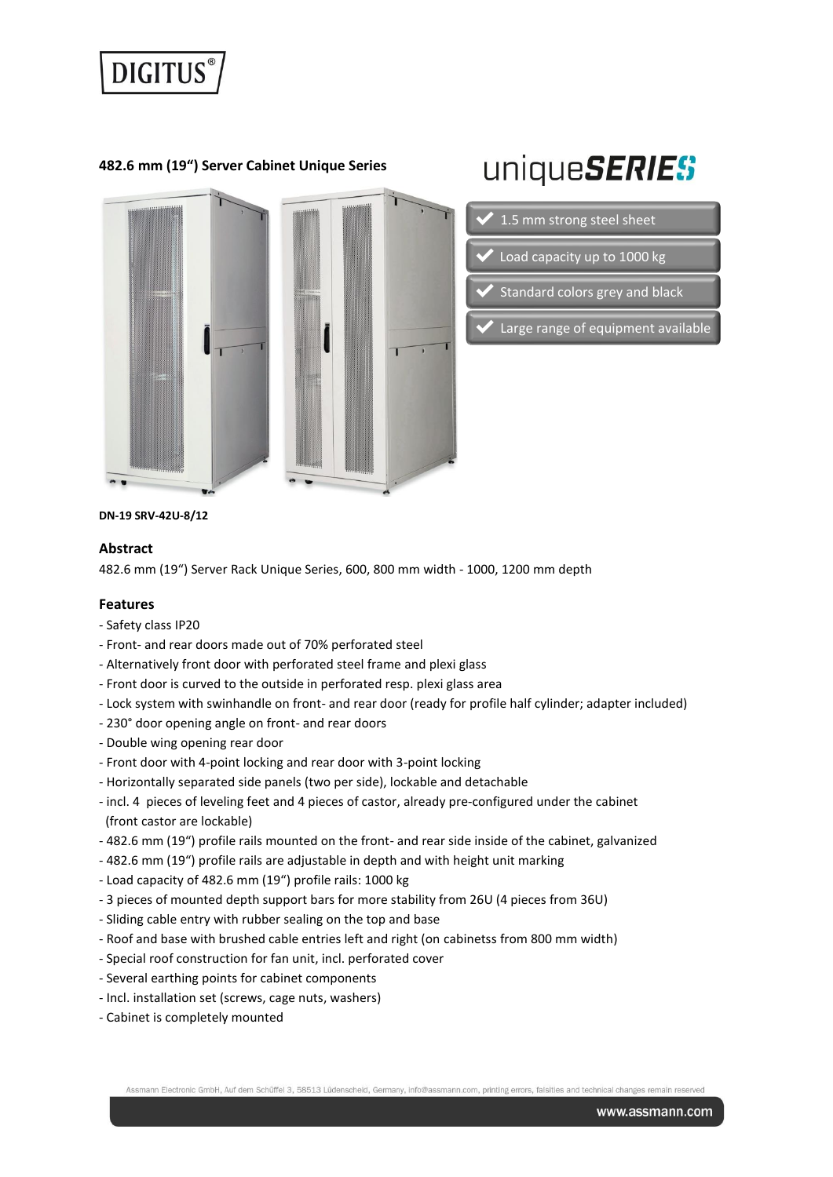DIGITUS®

## 482.6 mm (19“) Server Cabinet Unique Series

uniqueSERIES

- 1.5 mm strong steel sheet
- Load capacity up to 1000 kg
- Standard colors grey and black
- Large range of equipment available

**DN-19 SRV-42U-8/12**

### Abstract

482.6 mm (19“) Server Rack Unique Series, 600, 800 mm width - 1000, 1200 mm depth

### Features

- Safety class IP20
- Front- and rear doors made out of 70% perforated steel
- Alternatively front door with perforated steel frame and plexi glass
- Front door is curved to the outside in perforated resp. plexi glass area
- Lock system with swinhandle on front- and rear door (ready for profile half cylinder; adapter included)
- 230° door opening angle on front- and rear doors
- Double wing opening rear door
- Front door with 4-point locking and rear door with 3-point locking
- Horizontally separated side panels (two per side), lockable and detachable
- incl. 4 pieces of leveling feet and 4 pieces of castor, already pre-configured under the cabinet (front castor are lockable)
- 482.6 mm (19“) profile rails mounted on the front- and rear side inside of the cabinet, galvanized
- 482.6 mm (19“) profile rails are adjustable in depth and with height unit marking
- Load capacity of 482.6 mm (19“) profile rails: 1000 kg
- 3 pieces of mounted depth support bars for more stability from 26U (4 pieces from 36U)
- Sliding cable entry with rubber sealing on the top and base
- Roof and base with brushed cable entries left and right (on cabinetss from 800 mm width)
- Special roof construction for fan unit, incl. perforated cover
- Several earthing points for cabinet components
- Incl. installation set (screws, cage nuts, washers)
- Cabinet is completely mounted

Assmann Electronic GmbH, Auf dem Schüffel 3, 58513 Lüdenscheid, Germany, info@assmann.com, printing errors, falsities and technical changes remain reserved

www.assmann.com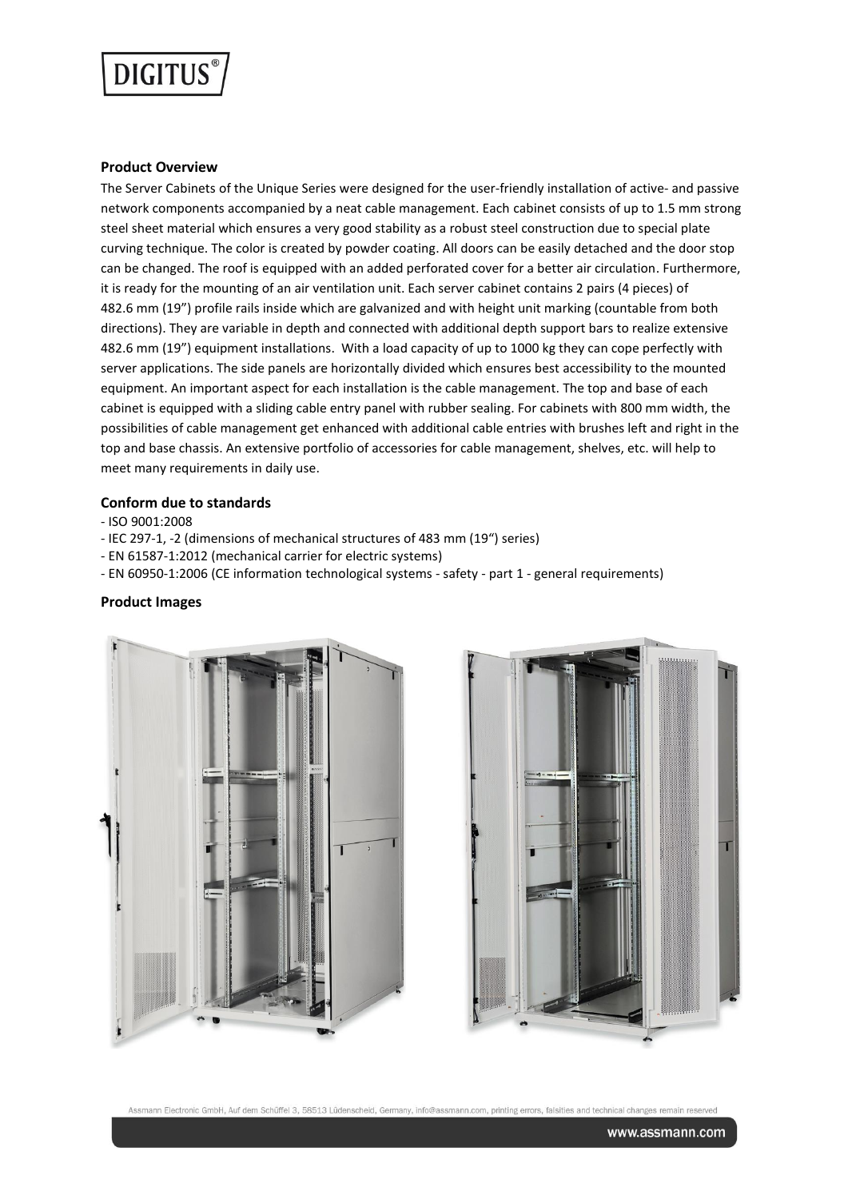## Product Overview

The Server Cabinets of the Unique Series were designed for the user-friendly installation of active- and passive network components accompanied by a neat cable management. Each cabinet consists of up to 1.5 mm strong steel sheet material which ensures a very good stability as a robust steel construction due to special plate curving technique. The color is created by powder coating. All doors can be easily detached and the door stop can be changed. The roof is equipped with an added perforated cover for a better air circulation. Furthermore, it is ready for the mounting of an air ventilation unit. Each server cabinet contains 2 pairs (4 pieces) of 482.6 mm (19") profile rails inside which are galvanized and with height unit marking (countable from both directions). They are variable in depth and connected with additional depth support bars to realize extensive 482.6 mm (19") equipment installations. With a load capacity of up to 1000 kg they can cope perfectly with server applications. The side panels are horizontally divided which ensures best accessibility to the mounted equipment. An important aspect for each installation is the cable management. The top and base of each cabinet is equipped with a sliding cable entry panel with rubber sealing. For cabinets with 800 mm width, the possibilities of cable management get enhanced with additional cable entries with brushes left and right in the top and base chassis. An extensive portfolio of accessories for cable management, shelves, etc. will help to meet many requirements in daily use.

## Conform due to standards

- ISO 9001:2008
- IEC 297-1, -2 (dimensions of mechanical structures of 483 mm (19") series)
- EN 61587-1:2012 (mechanical carrier for electric systems)
- EN 60950-1:2006 (CE information technological systems - safety - part 1 - general requirements)

## Product Images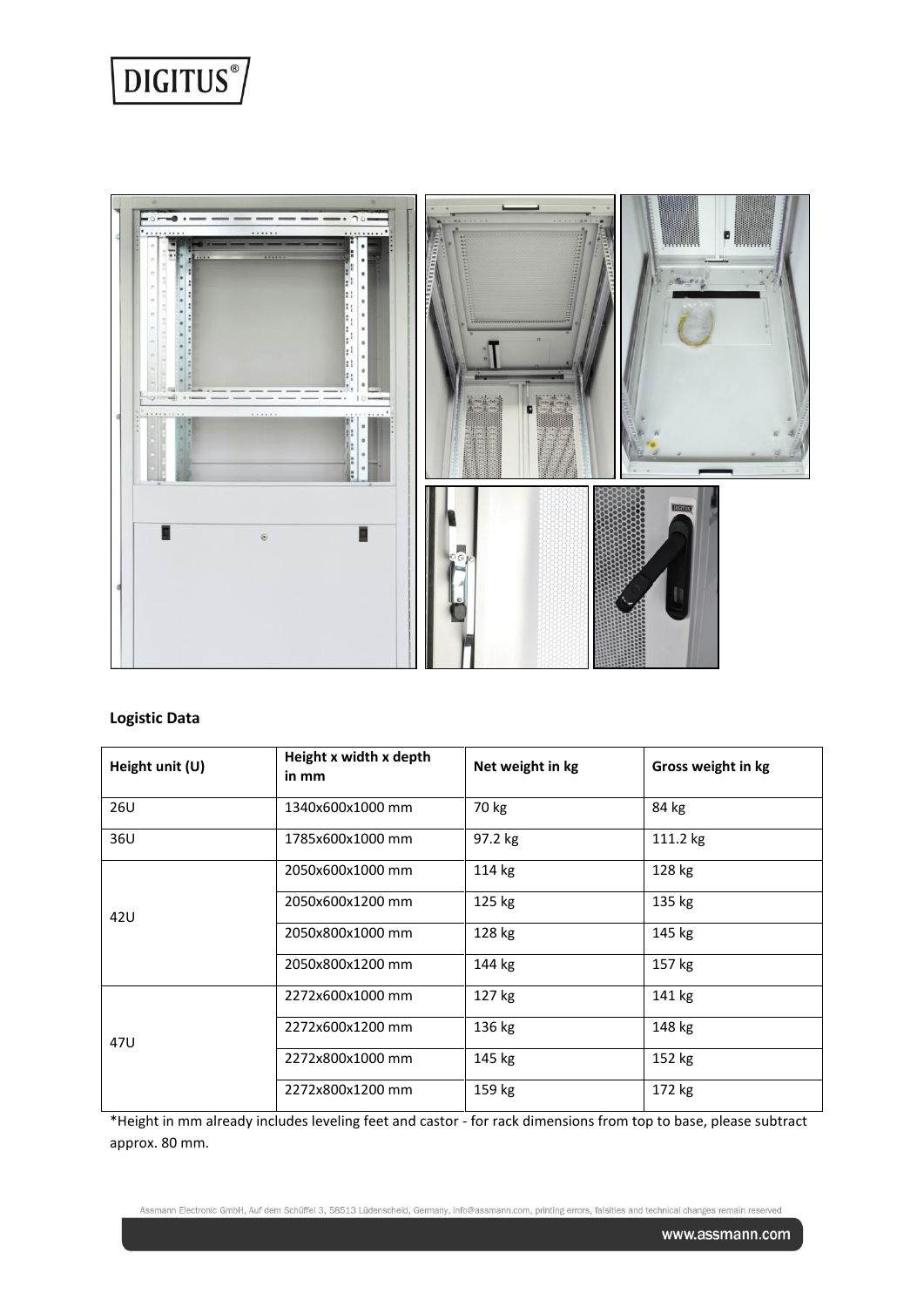**Logistic Data**

| Height unit (U) | Height x width x depth in mm | Net weight in kg | Gross weight in kg |
|---|---|---|---|
| 26U | 1340x600x1000 mm | 70 kg | 84 kg |
| 36U | 1785x600x1000 mm | 97.2 kg | 111.2 kg |
| 42U | 2050x600x1000 mm | 114 kg | 128 kg |
| | 2050x600x1200 mm | 125 kg | 135 kg |
| | 2050x800x1000 mm | 128 kg | 145 kg |
| | 2050x800x1200 mm | 144 kg | 157 kg |
| 47U | 2272x600x1000 mm | 127 kg | 141 kg |
| | 2272x600x1200 mm | 136 kg | 148 kg |
| | 2272x800x1000 mm | 145 kg | 152 kg |
| | 2272x800x1200 mm | 159 kg | 172 kg |

*Height in mm already includes leveling feet and castor - for rack dimensions from top to base, please subtract approx. 80 mm.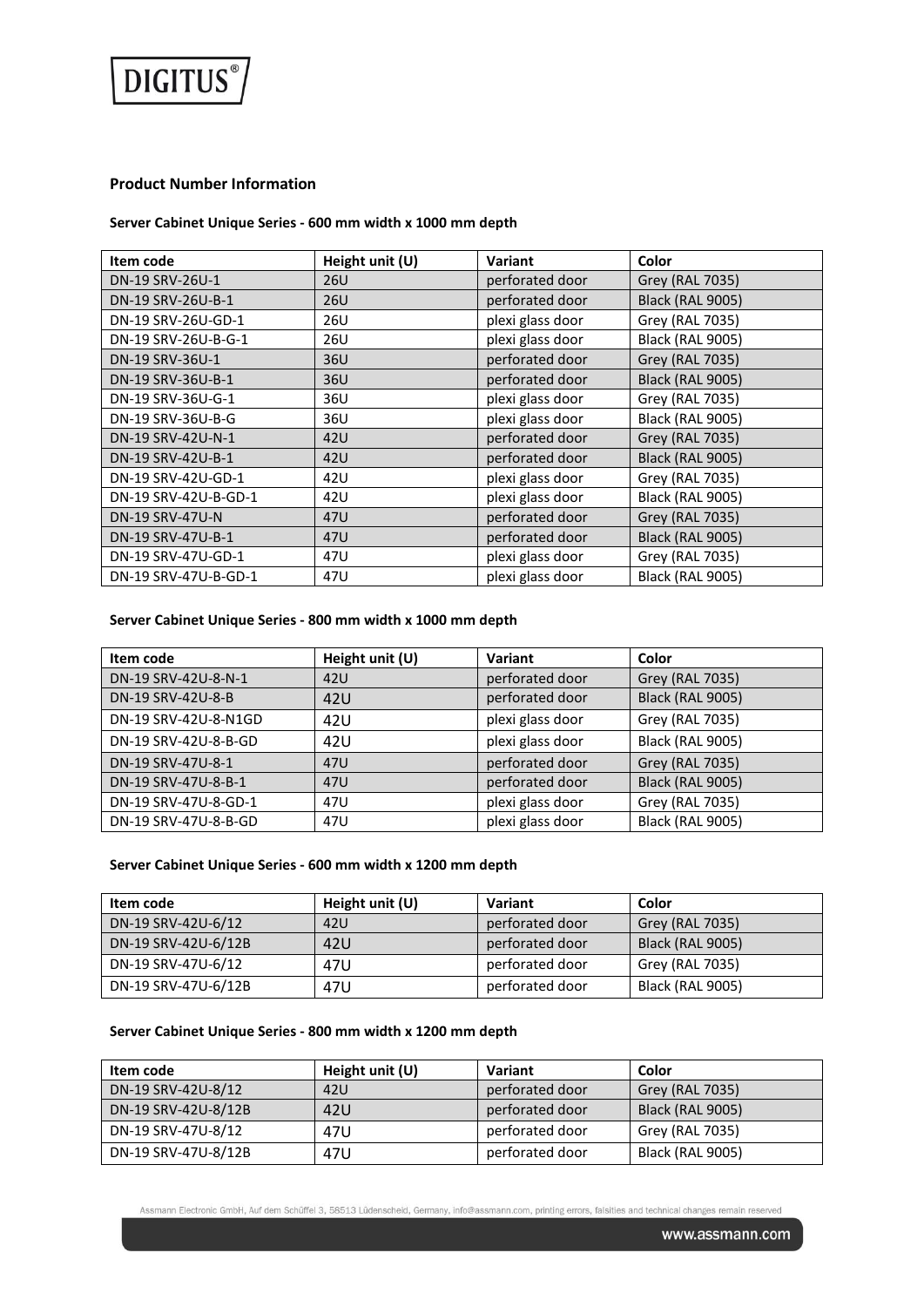## Product Number Information

### Server Cabinet Unique Series - 600 mm width x 1000 mm depth

| Item code | Height unit (U) | Variant | Color |
|---|---|---|---|
| DN-19 SRV-26U-1 | 26U | perforated door | Grey (RAL 7035) |
| DN-19 SRV-26U-B-1 | 26U | perforated door | Black (RAL 9005) |
| DN-19 SRV-26U-GD-1 | 26U | plexi glass door | Grey (RAL 7035) |
| DN-19 SRV-26U-B-G-1 | 26U | plexi glass door | Black (RAL 9005) |
| DN-19 SRV-36U-1 | 36U | perforated door | Grey (RAL 7035) |
| DN-19 SRV-36U-B-1 | 36U | perforated door | Black (RAL 9005) |
| DN-19 SRV-36U-G-1 | 36U | plexi glass door | Grey (RAL 7035) |
| DN-19 SRV-36U-B-G | 36U | plexi glass door | Black (RAL 9005) |
| DN-19 SRV-42U-N-1 | 42U | perforated door | Grey (RAL 7035) |
| DN-19 SRV-42U-B-1 | 42U | perforated door | Black (RAL 9005) |
| DN-19 SRV-42U-GD-1 | 42U | plexi glass door | Grey (RAL 7035) |
| DN-19 SRV-42U-B-GD-1 | 42U | plexi glass door | Black (RAL 9005) |
| DN-19 SRV-47U-N | 47U | perforated door | Grey (RAL 7035) |
| DN-19 SRV-47U-B-1 | 47U | perforated door | Black (RAL 9005) |
| DN-19 SRV-47U-GD-1 | 47U | plexi glass door | Grey (RAL 7035) |
| DN-19 SRV-47U-B-GD-1 | 47U | plexi glass door | Black (RAL 9005) |

### Server Cabinet Unique Series - 800 mm width x 1000 mm depth

| Item code | Height unit (U) | Variant | Color |
|---|---|---|---|
| DN-19 SRV-42U-8-N-1 | 42U | perforated door | Grey (RAL 7035) |
| DN-19 SRV-42U-8-B | 42U | perforated door | Black (RAL 9005) |
| DN-19 SRV-42U-8-N1GD | 42U | plexi glass door | Grey (RAL 7035) |
| DN-19 SRV-42U-8-B-GD | 42U | plexi glass door | Black (RAL 9005) |
| DN-19 SRV-47U-8-1 | 47U | perforated door | Grey (RAL 7035) |
| DN-19 SRV-47U-8-B-1 | 47U | perforated door | Black (RAL 9005) |
| DN-19 SRV-47U-8-GD-1 | 47U | plexi glass door | Grey (RAL 7035) |
| DN-19 SRV-47U-8-B-GD | 47U | plexi glass door | Black (RAL 9005) |

### Server Cabinet Unique Series - 600 mm width x 1200 mm depth

| Item code | Height unit (U) | Variant | Color |
|---|---|---|---|
| DN-19 SRV-42U-6/12 | 42U | perforated door | Grey (RAL 7035) |
| DN-19 SRV-42U-6/12B | 42U | perforated door | Black (RAL 9005) |
| DN-19 SRV-47U-6/12 | 47U | perforated door | Grey (RAL 7035) |
| DN-19 SRV-47U-6/12B | 47U | perforated door | Black (RAL 9005) |

### Server Cabinet Unique Series - 800 mm width x 1200 mm depth

| Item code | Height unit (U) | Variant | Color |
|---|---|---|---|
| DN-19 SRV-42U-8/12 | 42U | perforated door | Grey (RAL 7035) |
| DN-19 SRV-42U-8/12B | 42U | perforated door | Black (RAL 9005) |
| DN-19 SRV-47U-8/12 | 47U | perforated door | Grey (RAL 7035) |
| DN-19 SRV-47U-8/12B | 47U | perforated door | Black (RAL 9005) |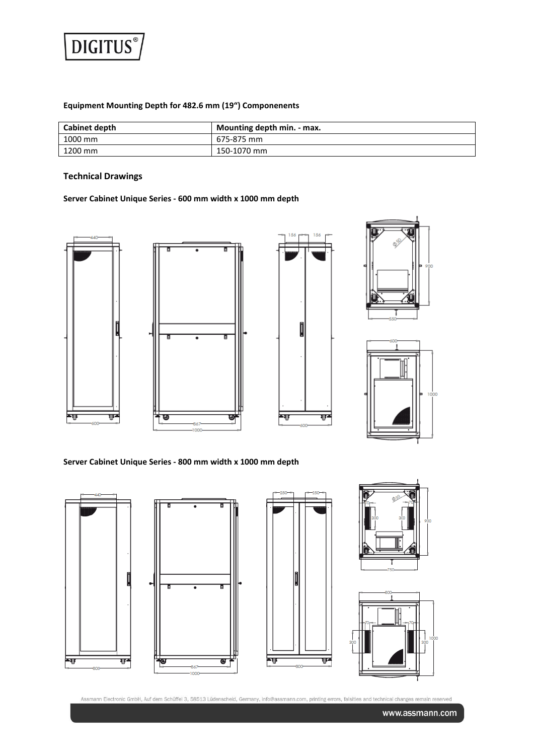**Equipment Mounting Depth for 482.6 mm (19") Componenents**

| Cabinet depth | Mounting depth min. - max. |
|---|---|
| 1000 mm | 675-875 mm |
| 1200 mm | 150-1070 mm |

## Technical Drawings

**Server Cabinet Unique Series - 600 mm width x 1000 mm depth**

**Server Cabinet Unique Series - 800 mm width x 1000 mm depth**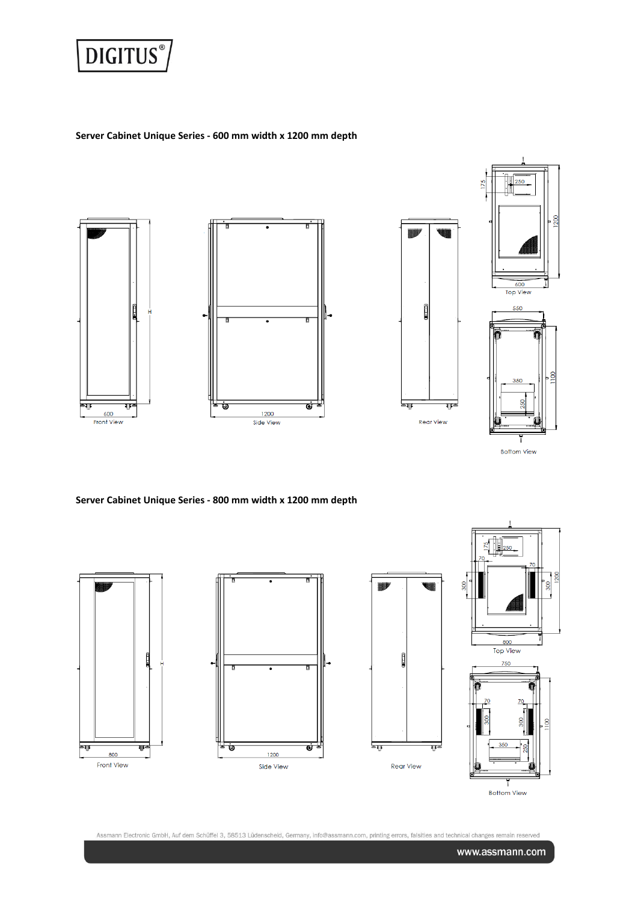## Server Cabinet Unique Series - 600 mm width x 1200 mm depth

600
Front View

1200
Side View

Rear View

175
250
1200
600
Top View

550
350
250
1100
Bottom View

## Server Cabinet Unique Series - 800 mm width x 1200 mm depth

800
Front View

1200
Side View

Rear View

175
250
70
70
300
300
1200
800
Top View

750
70
70
300
300
1100
350
250
Bottom View

Assmann Electronic GmbH, Auf dem Schüffel 3, 58513 Lüdenscheid, Germany, info@assmann.com, printing errors, falsities and technical changes remain reserved

www.assmann.com